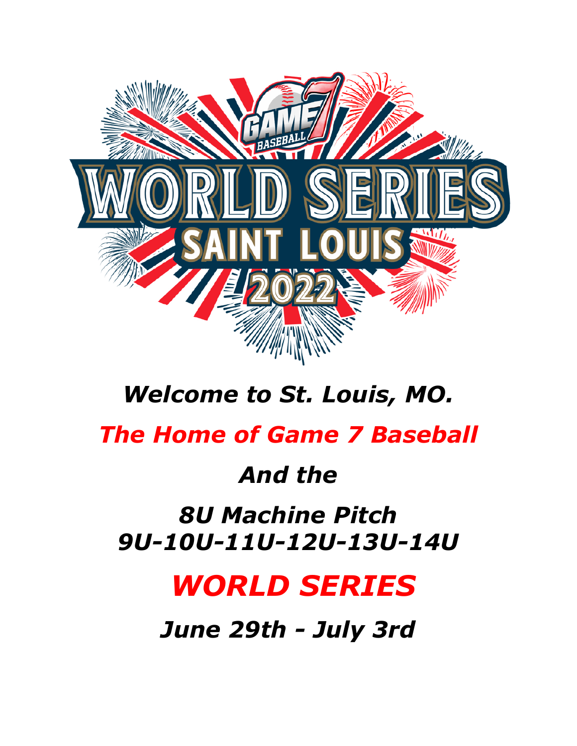# WORLD SERIES

## SAINT LOUIS

## 2022

*Welcome to St. Louis, MO.*

*The Home of Game 7 Baseball*

*And the*

*8U Machine Pitch*
*9U-10U-11U-12U-13U-14U*

# *WORLD SERIES*

*June 29th - July 3rd*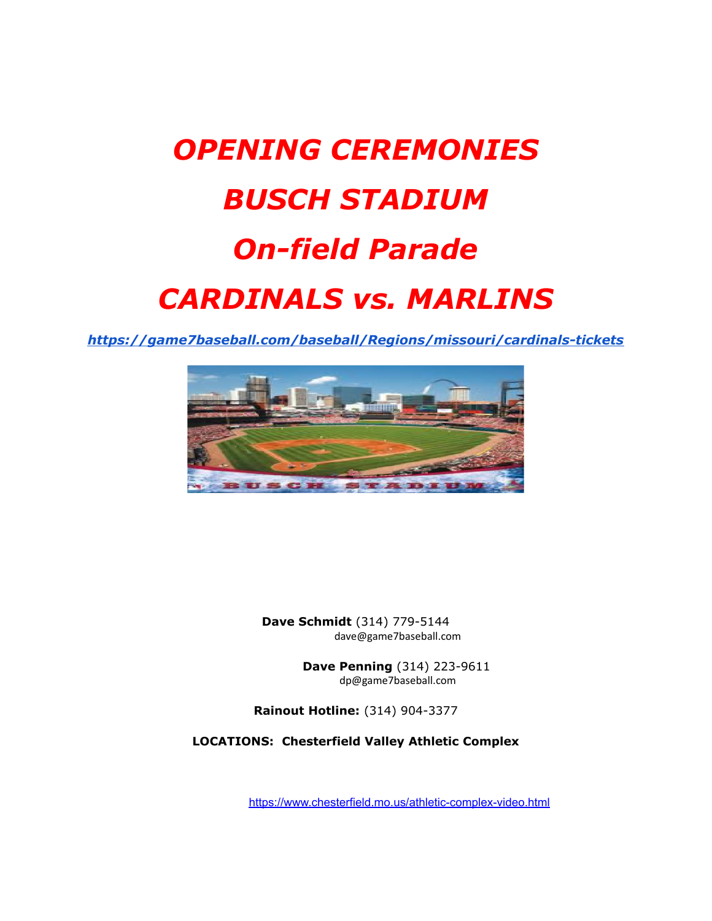# *OPENING CEREMONIES*

# *BUSCH STADIUM*

# *On-field Parade*

# *CARDINALS vs. MARLINS*

***https://game7baseball.com/baseball/Regions/missouri/cardinals-tickets***

**Dave Schmidt** (314) 779-5144
dave@game7baseball.com

**Dave Penning** (314) 223-9611
dp@game7baseball.com

**Rainout Hotline:** (314) 904-3377

**LOCATIONS: Chesterfield Valley Athletic Complex**

https://www.chesterfield.mo.us/athletic-complex-video.html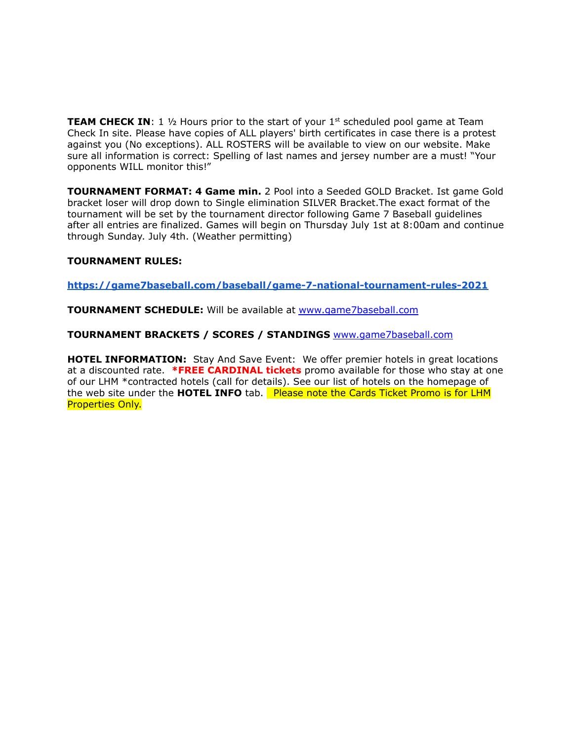**TEAM CHECK IN**: 1 ½ Hours prior to the start of your 1st scheduled pool game at Team Check In site. Please have copies of ALL players' birth certificates in case there is a protest against you (No exceptions). ALL ROSTERS will be available to view on our website. Make sure all information is correct: Spelling of last names and jersey number are a must! "Your opponents WILL monitor this!"

**TOURNAMENT FORMAT: 4 Game min.** 2 Pool into a Seeded GOLD Bracket. Ist game Gold bracket loser will drop down to Single elimination SILVER Bracket.The exact format of the tournament will be set by the tournament director following Game 7 Baseball guidelines after all entries are finalized. Games will begin on Thursday July 1st at 8:00am and continue through Sunday. July 4th. (Weather permitting)

**TOURNAMENT RULES:**

**https://game7baseball.com/baseball/game-7-national-tournament-rules-2021**

**TOURNAMENT SCHEDULE:** Will be available at www.game7baseball.com

**TOURNAMENT BRACKETS / SCORES / STANDINGS** www.game7baseball.com

**HOTEL INFORMATION:** Stay And Save Event: We offer premier hotels in great locations at a discounted rate. ***FREE CARDINAL tickets** promo available for those who stay at one of our LHM *contracted hotels (call for details). See our list of hotels on the homepage of the web site under the **HOTEL INFO** tab. Please note the Cards Ticket Promo is for LHM Properties Only.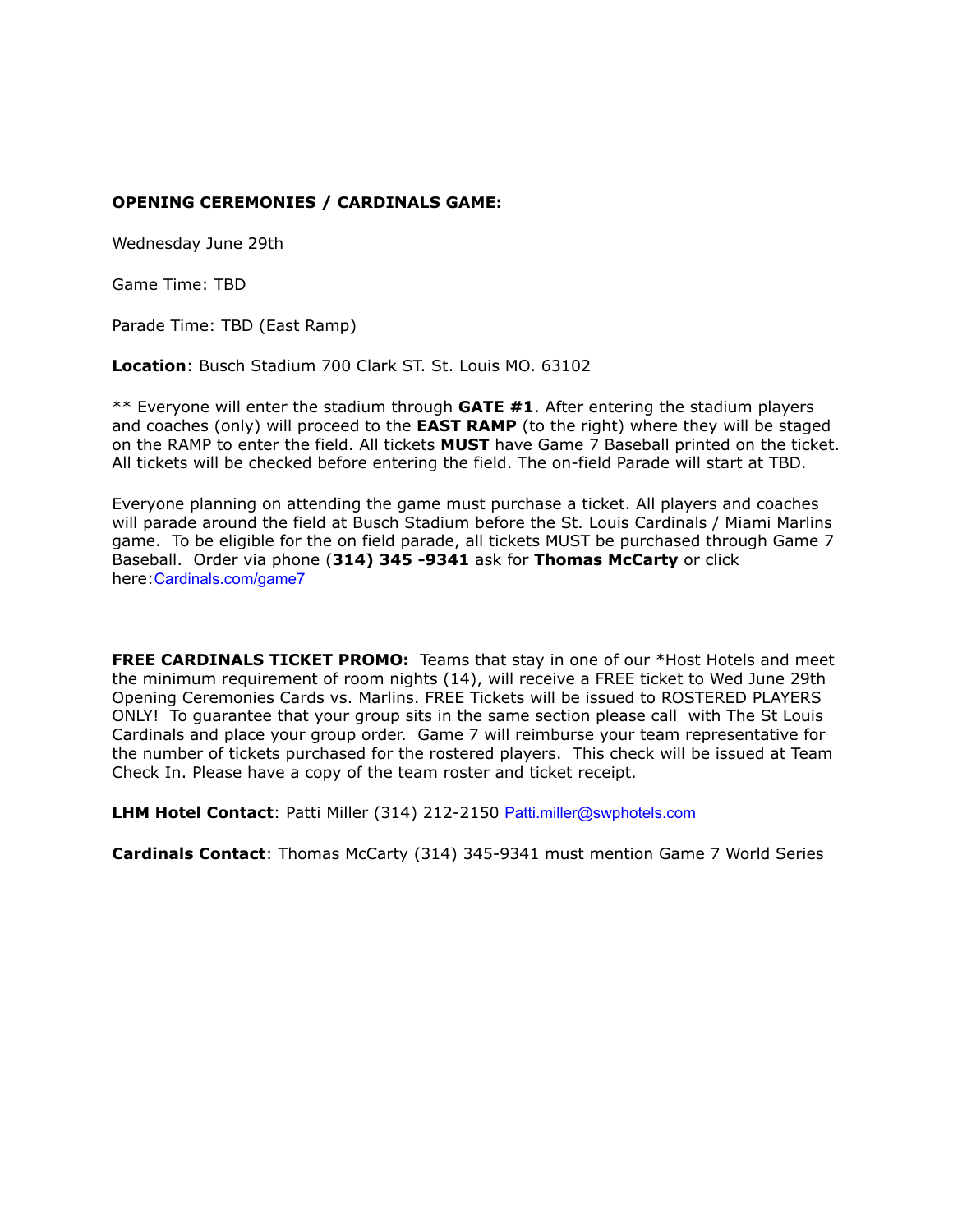**OPENING CEREMONIES / CARDINALS GAME:**

Wednesday June 29th

Game Time: TBD

Parade Time: TBD (East Ramp)

**Location**: Busch Stadium 700 Clark ST. St. Louis MO. 63102

** Everyone will enter the stadium through **GATE #1**. After entering the stadium players and coaches (only) will proceed to the **EAST RAMP** (to the right) where they will be staged on the RAMP to enter the field. All tickets **MUST** have Game 7 Baseball printed on the ticket. All tickets will be checked before entering the field. The on-field Parade will start at TBD.

Everyone planning on attending the game must purchase a ticket. All players and coaches will parade around the field at Busch Stadium before the St. Louis Cardinals / Miami Marlins game. To be eligible for the on field parade, all tickets MUST be purchased through Game 7 Baseball. Order via phone (**314) 345 -9341** ask for **Thomas McCarty** or click here: Cardinals.com/game7

**FREE CARDINALS TICKET PROMO:** Teams that stay in one of our *Host Hotels and meet the minimum requirement of room nights (14), will receive a FREE ticket to Wed June 29th Opening Ceremonies Cards vs. Marlins. FREE Tickets will be issued to ROSTERED PLAYERS ONLY! To guarantee that your group sits in the same section please call with The St Louis Cardinals and place your group order. Game 7 will reimburse your team representative for the number of tickets purchased for the rostered players. This check will be issued at Team Check In. Please have a copy of the team roster and ticket receipt.

**LHM Hotel Contact**: Patti Miller (314) 212-2150 Patti.miller@swphotels.com

**Cardinals Contact**: Thomas McCarty (314) 345-9341 must mention Game 7 World Series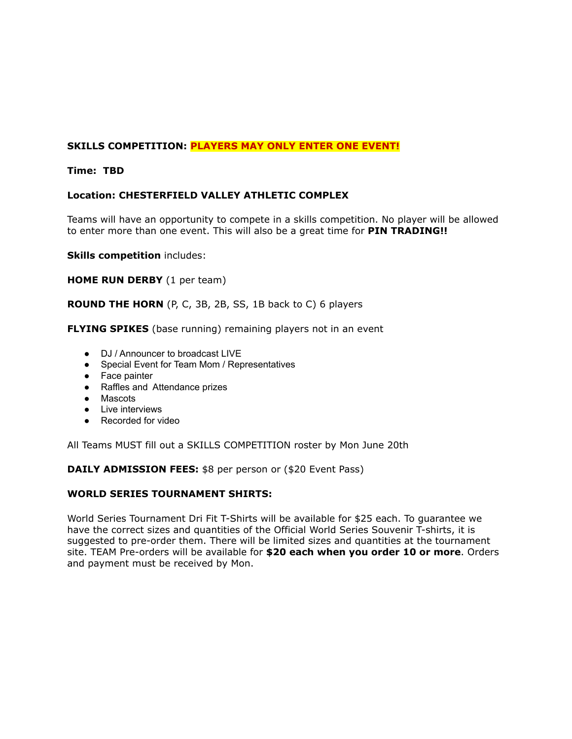**SKILLS COMPETITION: PLAYERS MAY ONLY ENTER ONE EVENT!**

**Time: TBD**

**Location: CHESTERFIELD VALLEY ATHLETIC COMPLEX**

Teams will have an opportunity to compete in a skills competition. No player will be allowed to enter more than one event. This will also be a great time for **PIN TRADING!!**

**Skills competition** includes:

**HOME RUN DERBY** (1 per team)

**ROUND THE HORN** (P, C, 3B, 2B, SS, 1B back to C) 6 players

**FLYING SPIKES** (base running) remaining players not in an event

- DJ / Announcer to broadcast LIVE
- Special Event for Team Mom / Representatives
- Face painter
- Raffles and Attendance prizes
- Mascots
- Live interviews
- Recorded for video

All Teams MUST fill out a SKILLS COMPETITION roster by Mon June 20th

**DAILY ADMISSION FEES:** $8 per person or ($20 Event Pass)

**WORLD SERIES TOURNAMENT SHIRTS:**

World Series Tournament Dri Fit T-Shirts will be available for $25 each. To guarantee we have the correct sizes and quantities of the Official World Series Souvenir T-shirts, it is suggested to pre-order them. There will be limited sizes and quantities at the tournament site. TEAM Pre-orders will be available for **$20 each when you order 10 or more**. Orders and payment must be received by Mon.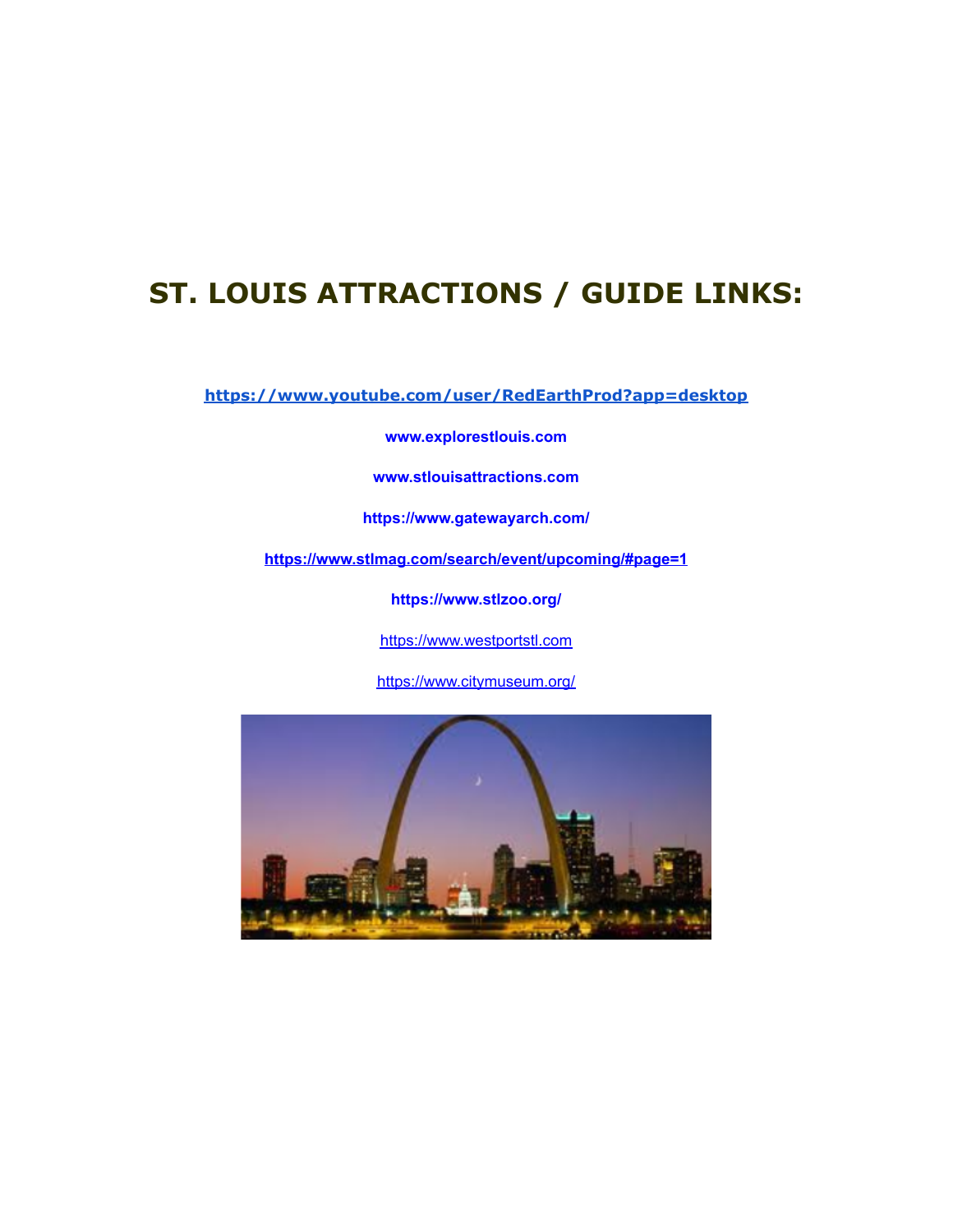# ST. LOUIS ATTRACTIONS / GUIDE LINKS:

**https://www.youtube.com/user/RedEarthProd?app=desktop**

**www.explorestlouis.com**

**www.stlouisattractions.com**

**https://www.gatewayarch.com/**

**https://www.stlmag.com/search/event/upcoming/#page=1**

**https://www.stlzoo.org/**

https://www.westportstl.com

https://www.citymuseum.org/